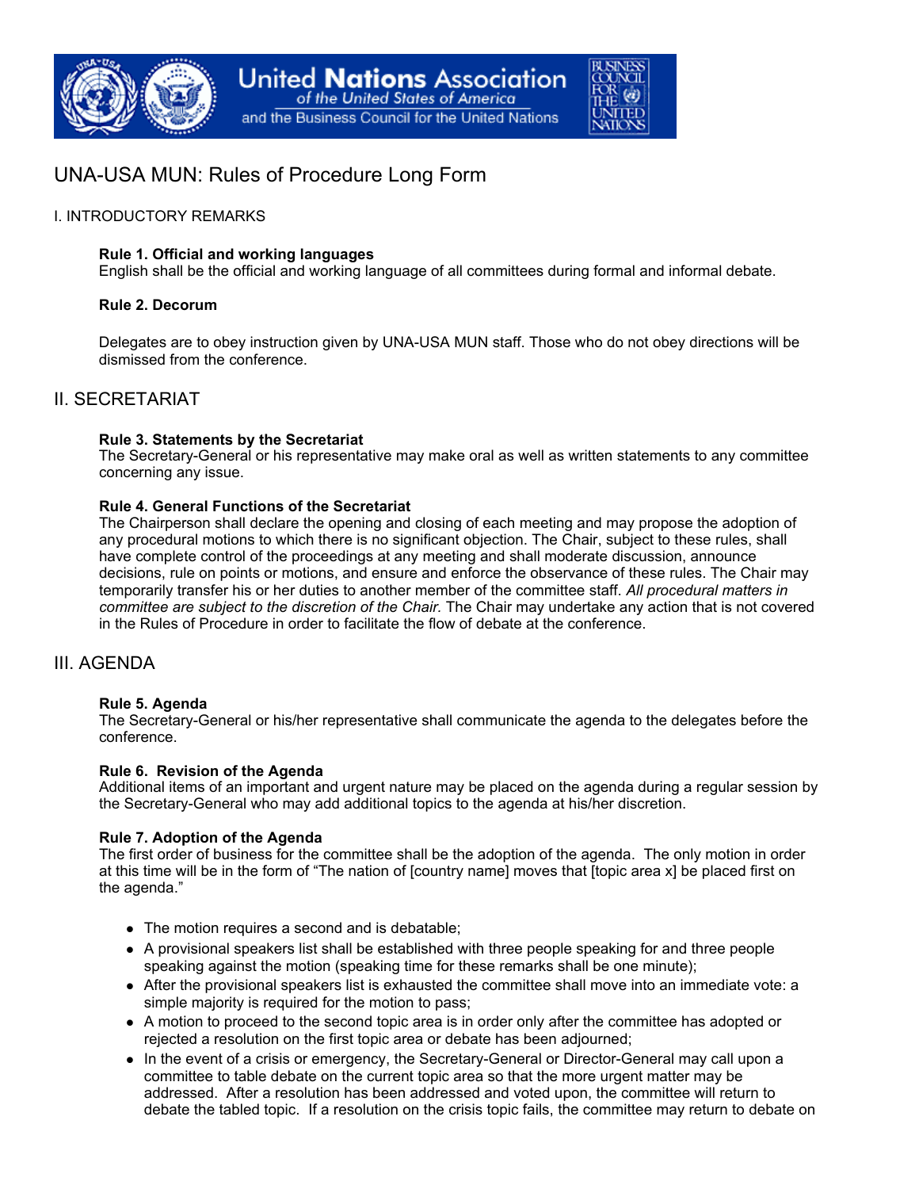United Nations Association of the United States of America and the Business Council for the United Nations

# UNA-USA MUN: Rules of Procedure Long Form

## I. INTRODUCTORY REMARKS

**Rule 1. Official and working languages**
English shall be the official and working language of all committees during formal and informal debate.

**Rule 2. Decorum**

Delegates are to obey instruction given by UNA-USA MUN staff. Those who do not obey directions will be dismissed from the conference.

## II. SECRETARIAT

**Rule 3. Statements by the Secretariat**
The Secretary-General or his representative may make oral as well as written statements to any committee concerning any issue.

**Rule 4. General Functions of the Secretariat**
The Chairperson shall declare the opening and closing of each meeting and may propose the adoption of any procedural motions to which there is no significant objection. The Chair, subject to these rules, shall have complete control of the proceedings at any meeting and shall moderate discussion, announce decisions, rule on points or motions, and ensure and enforce the observance of these rules. The Chair may temporarily transfer his or her duties to another member of the committee staff. *All procedural matters in committee are subject to the discretion of the Chair.* The Chair may undertake any action that is not covered in the Rules of Procedure in order to facilitate the flow of debate at the conference.

## III. AGENDA

**Rule 5. Agenda**
The Secretary-General or his/her representative shall communicate the agenda to the delegates before the conference.

**Rule 6. Revision of the Agenda**
Additional items of an important and urgent nature may be placed on the agenda during a regular session by the Secretary-General who may add additional topics to the agenda at his/her discretion.

**Rule 7. Adoption of the Agenda**
The first order of business for the committee shall be the adoption of the agenda. The only motion in order at this time will be in the form of "The nation of [country name] moves that [topic area x] be placed first on the agenda."

- The motion requires a second and is debatable;
- A provisional speakers list shall be established with three people speaking for and three people speaking against the motion (speaking time for these remarks shall be one minute);
- After the provisional speakers list is exhausted the committee shall move into an immediate vote: a simple majority is required for the motion to pass;
- A motion to proceed to the second topic area is in order only after the committee has adopted or rejected a resolution on the first topic area or debate has been adjourned;
- In the event of a crisis or emergency, the Secretary-General or Director-General may call upon a committee to table debate on the current topic area so that the more urgent matter may be addressed. After a resolution has been addressed and voted upon, the committee will return to debate the tabled topic. If a resolution on the crisis topic fails, the committee may return to debate on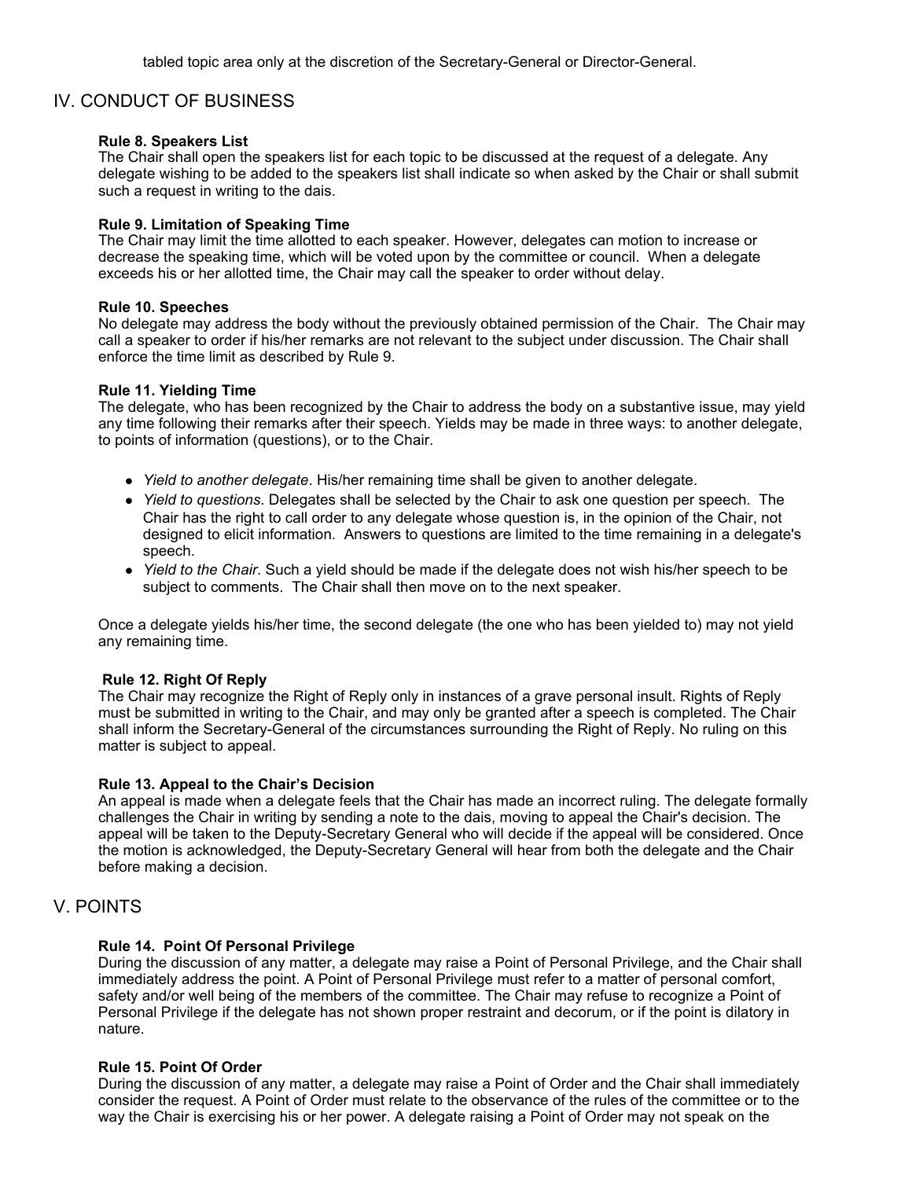tabled topic area only at the discretion of the Secretary-General or Director-General.

## IV. CONDUCT OF BUSINESS

**Rule 8. Speakers List**
The Chair shall open the speakers list for each topic to be discussed at the request of a delegate. Any delegate wishing to be added to the speakers list shall indicate so when asked by the Chair or shall submit such a request in writing to the dais.

**Rule 9. Limitation of Speaking Time**
The Chair may limit the time allotted to each speaker. However, delegates can motion to increase or decrease the speaking time, which will be voted upon by the committee or council. When a delegate exceeds his or her allotted time, the Chair may call the speaker to order without delay.

**Rule 10. Speeches**
No delegate may address the body without the previously obtained permission of the Chair. The Chair may call a speaker to order if his/her remarks are not relevant to the subject under discussion. The Chair shall enforce the time limit as described by Rule 9.

**Rule 11. Yielding Time**
The delegate, who has been recognized by the Chair to address the body on a substantive issue, may yield any time following their remarks after their speech. Yields may be made in three ways: to another delegate, to points of information (questions), or to the Chair.

- *Yield to another delegate*. His/her remaining time shall be given to another delegate.
- *Yield to questions*. Delegates shall be selected by the Chair to ask one question per speech. The Chair has the right to call order to any delegate whose question is, in the opinion of the Chair, not designed to elicit information. Answers to questions are limited to the time remaining in a delegate's speech.
- *Yield to the Chair*. Such a yield should be made if the delegate does not wish his/her speech to be subject to comments. The Chair shall then move on to the next speaker.

Once a delegate yields his/her time, the second delegate (the one who has been yielded to) may not yield any remaining time.

**Rule 12. Right Of Reply**
The Chair may recognize the Right of Reply only in instances of a grave personal insult. Rights of Reply must be submitted in writing to the Chair, and may only be granted after a speech is completed. The Chair shall inform the Secretary-General of the circumstances surrounding the Right of Reply. No ruling on this matter is subject to appeal.

**Rule 13. Appeal to the Chair's Decision**
An appeal is made when a delegate feels that the Chair has made an incorrect ruling. The delegate formally challenges the Chair in writing by sending a note to the dais, moving to appeal the Chair's decision. The appeal will be taken to the Deputy-Secretary General who will decide if the appeal will be considered. Once the motion is acknowledged, the Deputy-Secretary General will hear from both the delegate and the Chair before making a decision.

## V. POINTS

**Rule 14. Point Of Personal Privilege**
During the discussion of any matter, a delegate may raise a Point of Personal Privilege, and the Chair shall immediately address the point. A Point of Personal Privilege must refer to a matter of personal comfort, safety and/or well being of the members of the committee. The Chair may refuse to recognize a Point of Personal Privilege if the delegate has not shown proper restraint and decorum, or if the point is dilatory in nature.

**Rule 15. Point Of Order**
During the discussion of any matter, a delegate may raise a Point of Order and the Chair shall immediately consider the request. A Point of Order must relate to the observance of the rules of the committee or to the way the Chair is exercising his or her power. A delegate raising a Point of Order may not speak on the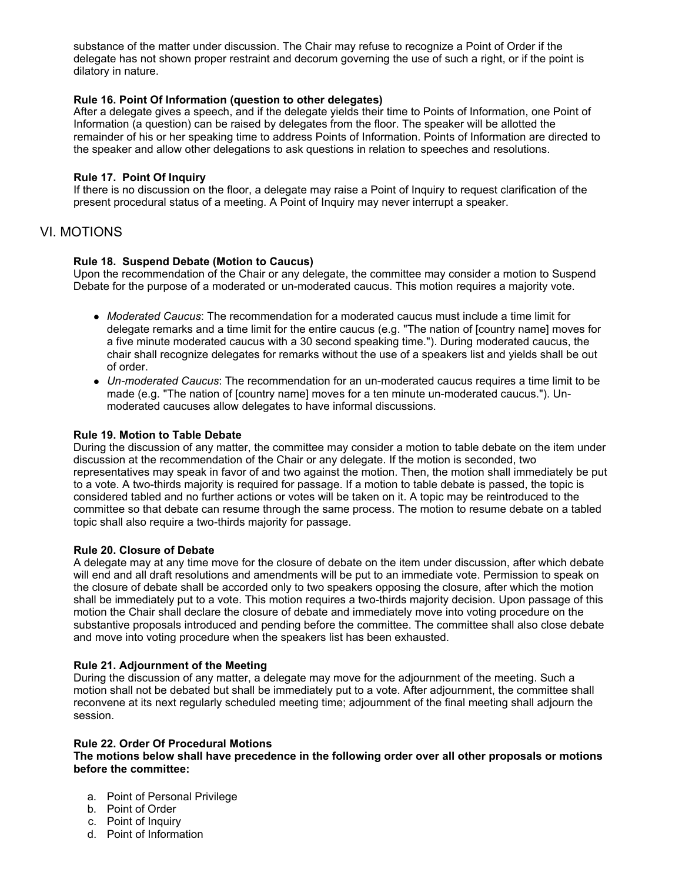substance of the matter under discussion. The Chair may refuse to recognize a Point of Order if the delegate has not shown proper restraint and decorum governing the use of such a right, or if the point is dilatory in nature.

**Rule 16. Point Of Information (question to other delegates)**
After a delegate gives a speech, and if the delegate yields their time to Points of Information, one Point of Information (a question) can be raised by delegates from the floor. The speaker will be allotted the remainder of his or her speaking time to address Points of Information. Points of Information are directed to the speaker and allow other delegations to ask questions in relation to speeches and resolutions.

**Rule 17. Point Of Inquiry**
If there is no discussion on the floor, a delegate may raise a Point of Inquiry to request clarification of the present procedural status of a meeting. A Point of Inquiry may never interrupt a speaker.

## VI. MOTIONS

**Rule 18. Suspend Debate (Motion to Caucus)**
Upon the recommendation of the Chair or any delegate, the committee may consider a motion to Suspend Debate for the purpose of a moderated or un-moderated caucus. This motion requires a majority vote.

- *Moderated Caucus*: The recommendation for a moderated caucus must include a time limit for delegate remarks and a time limit for the entire caucus (e.g. "The nation of [country name] moves for a five minute moderated caucus with a 30 second speaking time."). During moderated caucus, the chair shall recognize delegates for remarks without the use of a speakers list and yields shall be out of order.
- *Un-moderated Caucus*: The recommendation for an un-moderated caucus requires a time limit to be made (e.g. "The nation of [country name] moves for a ten minute un-moderated caucus."). Un-moderated caucuses allow delegates to have informal discussions.

**Rule 19. Motion to Table Debate**
During the discussion of any matter, the committee may consider a motion to table debate on the item under discussion at the recommendation of the Chair or any delegate. If the motion is seconded, two representatives may speak in favor of and two against the motion. Then, the motion shall immediately be put to a vote. A two-thirds majority is required for passage. If a motion to table debate is passed, the topic is considered tabled and no further actions or votes will be taken on it. A topic may be reintroduced to the committee so that debate can resume through the same process. The motion to resume debate on a tabled topic shall also require a two-thirds majority for passage.

**Rule 20. Closure of Debate**
A delegate may at any time move for the closure of debate on the item under discussion, after which debate will end and all draft resolutions and amendments will be put to an immediate vote. Permission to speak on the closure of debate shall be accorded only to two speakers opposing the closure, after which the motion shall be immediately put to a vote. This motion requires a two-thirds majority decision. Upon passage of this motion the Chair shall declare the closure of debate and immediately move into voting procedure on the substantive proposals introduced and pending before the committee. The committee shall also close debate and move into voting procedure when the speakers list has been exhausted.

**Rule 21. Adjournment of the Meeting**
During the discussion of any matter, a delegate may move for the adjournment of the meeting. Such a motion shall not be debated but shall be immediately put to a vote. After adjournment, the committee shall reconvene at its next regularly scheduled meeting time; adjournment of the final meeting shall adjourn the session.

**Rule 22. Order Of Procedural Motions**
**The motions below shall have precedence in the following order over all other proposals or motions before the committee:**

a. Point of Personal Privilege
b. Point of Order
c. Point of Inquiry
d. Point of Information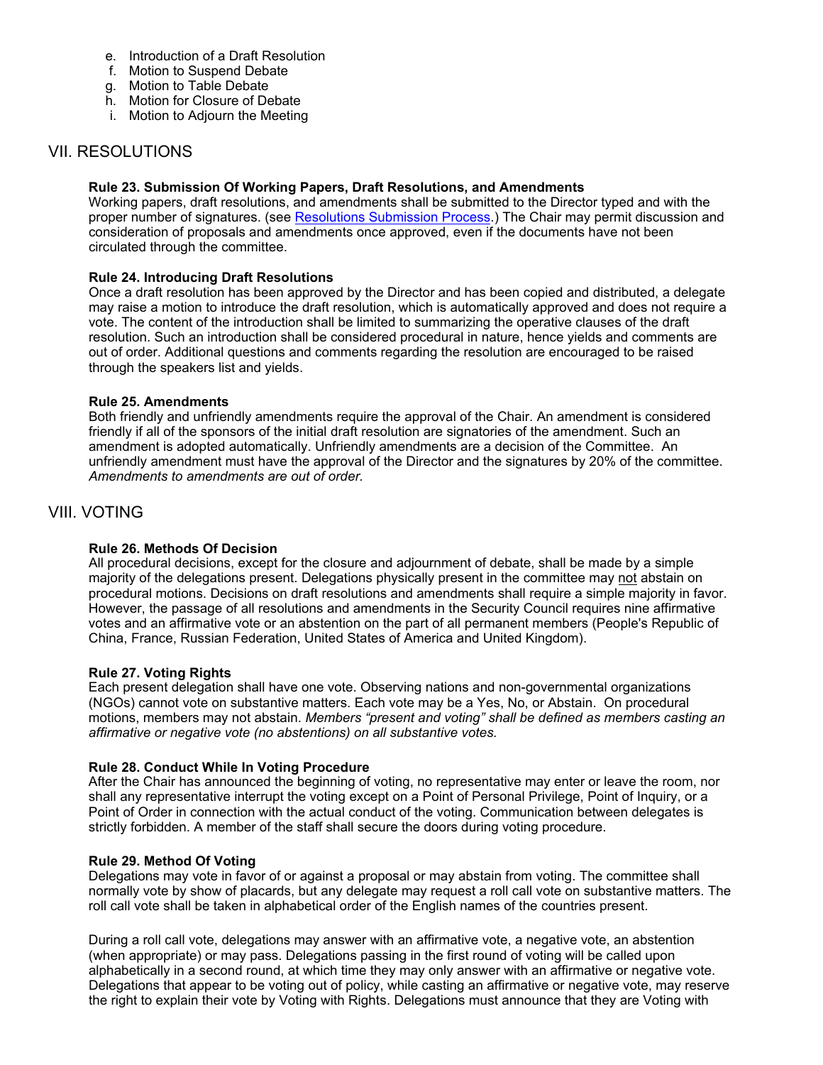e. Introduction of a Draft Resolution
f. Motion to Suspend Debate
g. Motion to Table Debate
h. Motion for Closure of Debate
i. Motion to Adjourn the Meeting

## VII. RESOLUTIONS

**Rule 23. Submission Of Working Papers, Draft Resolutions, and Amendments**
Working papers, draft resolutions, and amendments shall be submitted to the Director typed and with the proper number of signatures. (see Resolutions Submission Process.) The Chair may permit discussion and consideration of proposals and amendments once approved, even if the documents have not been circulated through the committee.

**Rule 24. Introducing Draft Resolutions**
Once a draft resolution has been approved by the Director and has been copied and distributed, a delegate may raise a motion to introduce the draft resolution, which is automatically approved and does not require a vote. The content of the introduction shall be limited to summarizing the operative clauses of the draft resolution. Such an introduction shall be considered procedural in nature, hence yields and comments are out of order. Additional questions and comments regarding the resolution are encouraged to be raised through the speakers list and yields.

**Rule 25. Amendments**
Both friendly and unfriendly amendments require the approval of the Chair. An amendment is considered friendly if all of the sponsors of the initial draft resolution are signatories of the amendment. Such an amendment is adopted automatically. Unfriendly amendments are a decision of the Committee. An unfriendly amendment must have the approval of the Director and the signatures by 20% of the committee. *Amendments to amendments are out of order.*

## VIII. VOTING

**Rule 26. Methods Of Decision**
All procedural decisions, except for the closure and adjournment of debate, shall be made by a simple majority of the delegations present. Delegations physically present in the committee may not abstain on procedural motions. Decisions on draft resolutions and amendments shall require a simple majority in favor. However, the passage of all resolutions and amendments in the Security Council requires nine affirmative votes and an affirmative vote or an abstention on the part of all permanent members (People's Republic of China, France, Russian Federation, United States of America and United Kingdom).

**Rule 27. Voting Rights**
Each present delegation shall have one vote. Observing nations and non-governmental organizations (NGOs) cannot vote on substantive matters. Each vote may be a Yes, No, or Abstain. On procedural motions, members may not abstain. *Members "present and voting" shall be defined as members casting an affirmative or negative vote (no abstentions) on all substantive votes.*

**Rule 28. Conduct While In Voting Procedure**
After the Chair has announced the beginning of voting, no representative may enter or leave the room, nor shall any representative interrupt the voting except on a Point of Personal Privilege, Point of Inquiry, or a Point of Order in connection with the actual conduct of the voting. Communication between delegates is strictly forbidden. A member of the staff shall secure the doors during voting procedure.

**Rule 29. Method Of Voting**
Delegations may vote in favor of or against a proposal or may abstain from voting. The committee shall normally vote by show of placards, but any delegate may request a roll call vote on substantive matters. The roll call vote shall be taken in alphabetical order of the English names of the countries present.

During a roll call vote, delegations may answer with an affirmative vote, a negative vote, an abstention (when appropriate) or may pass. Delegations passing in the first round of voting will be called upon alphabetically in a second round, at which time they may only answer with an affirmative or negative vote. Delegations that appear to be voting out of policy, while casting an affirmative or negative vote, may reserve the right to explain their vote by Voting with Rights. Delegations must announce that they are Voting with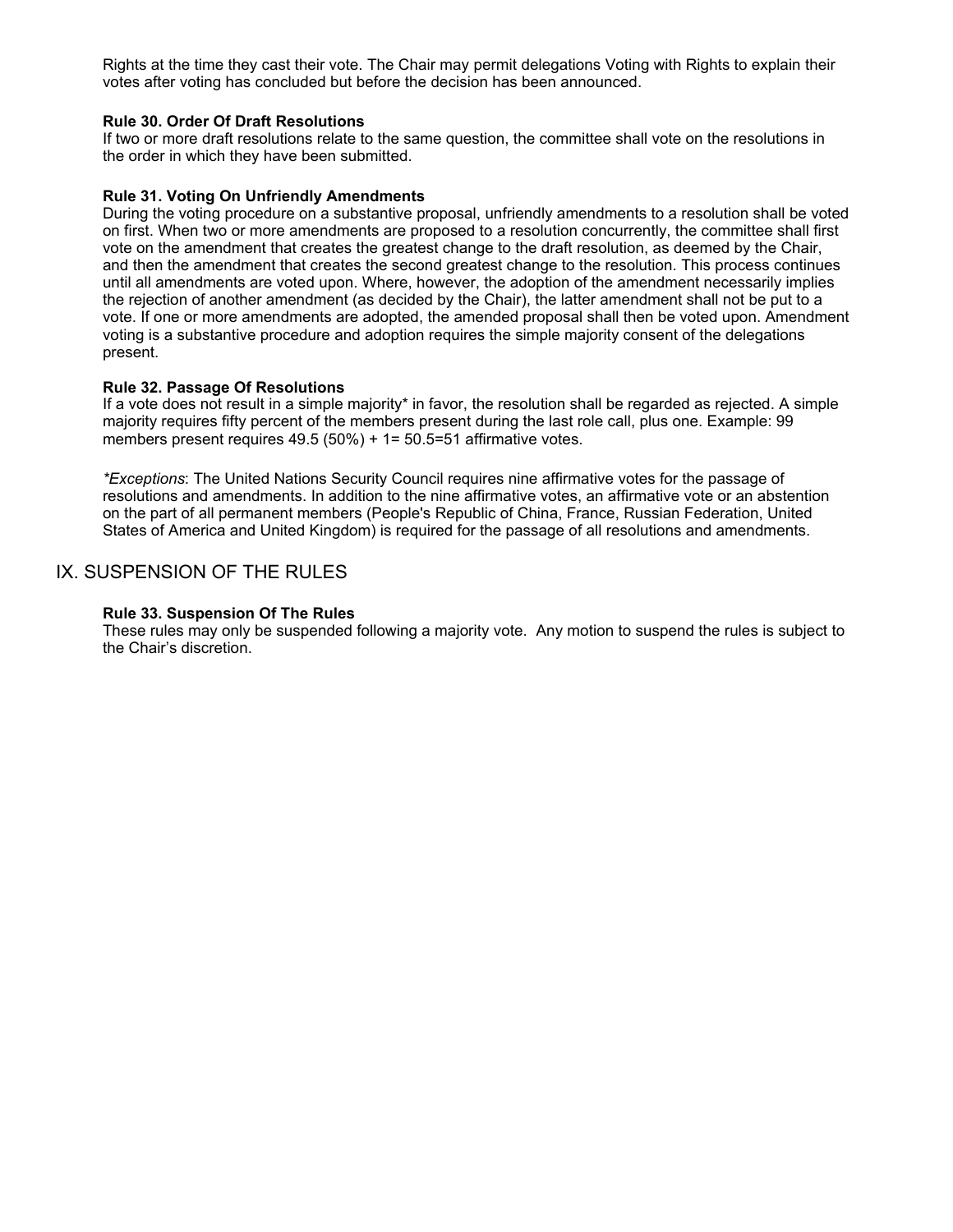Rights at the time they cast their vote. The Chair may permit delegations Voting with Rights to explain their votes after voting has concluded but before the decision has been announced.

**Rule 30. Order Of Draft Resolutions**
If two or more draft resolutions relate to the same question, the committee shall vote on the resolutions in the order in which they have been submitted.

**Rule 31. Voting On Unfriendly Amendments**
During the voting procedure on a substantive proposal, unfriendly amendments to a resolution shall be voted on first. When two or more amendments are proposed to a resolution concurrently, the committee shall first vote on the amendment that creates the greatest change to the draft resolution, as deemed by the Chair, and then the amendment that creates the second greatest change to the resolution. This process continues until all amendments are voted upon. Where, however, the adoption of the amendment necessarily implies the rejection of another amendment (as decided by the Chair), the latter amendment shall not be put to a vote. If one or more amendments are adopted, the amended proposal shall then be voted upon. Amendment voting is a substantive procedure and adoption requires the simple majority consent of the delegations present.

**Rule 32. Passage Of Resolutions**
If a vote does not result in a simple majority* in favor, the resolution shall be regarded as rejected. A simple majority requires fifty percent of the members present during the last role call, plus one. Example: 99 members present requires 49.5 (50%) + 1= 50.5=51 affirmative votes.

*\*Exceptions*: The United Nations Security Council requires nine affirmative votes for the passage of resolutions and amendments. In addition to the nine affirmative votes, an affirmative vote or an abstention on the part of all permanent members (People's Republic of China, France, Russian Federation, United States of America and United Kingdom) is required for the passage of all resolutions and amendments.

## IX. SUSPENSION OF THE RULES

**Rule 33. Suspension Of The Rules**
These rules may only be suspended following a majority vote. Any motion to suspend the rules is subject to the Chair's discretion.